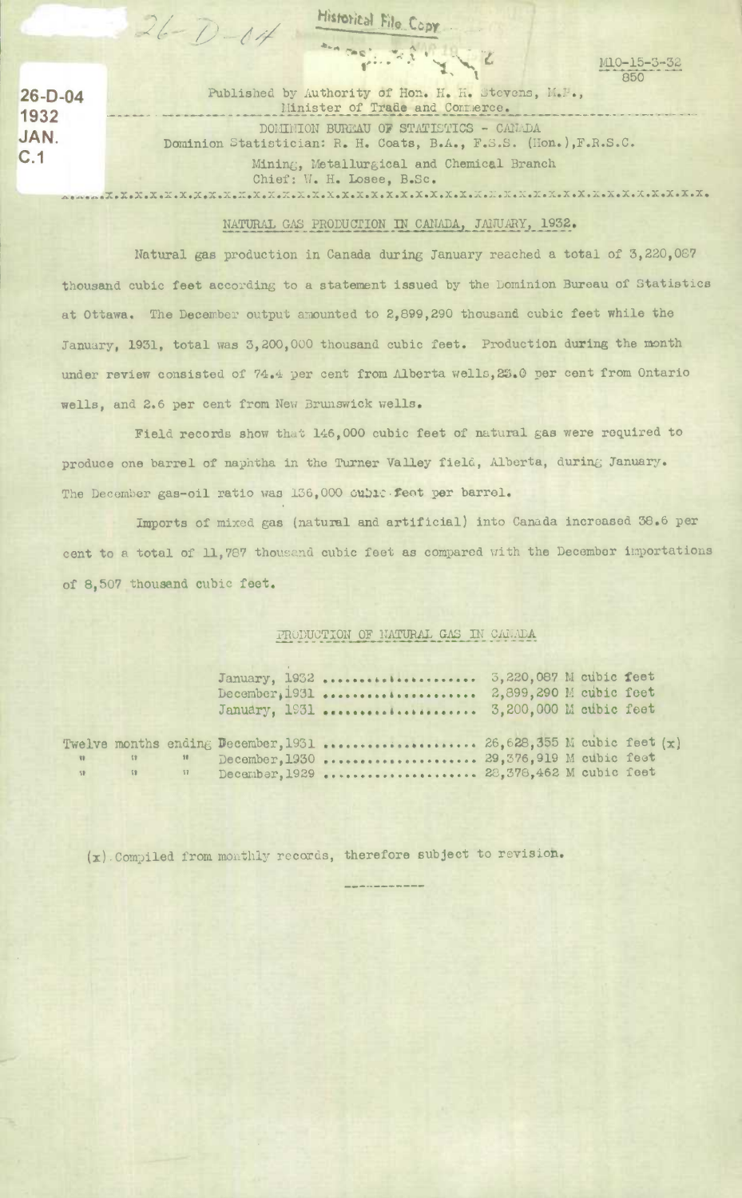26-D-04
1932
JAN.
C.1

Historical File Copy

M10-15-3-32
850

Published by Authority of Hon. H. H. Stevens, M.P.,
Minister of Trade and Commerce.

DOMINION BUREAU OF STATISTICS - CANADA
Dominion Statistician: R. H. Coats, B.A., F.S.S. (Hon.), F.R.S.C.
Mining, Metallurgical and Chemical Branch
Chief: W. H. Losee, B.Sc.

## NATURAL GAS PRODUCTION IN CANADA, JANUARY, 1932.

Natural gas production in Canada during January reached a total of 3,220,087 thousand cubic feet according to a statement issued by the Dominion Bureau of Statistics at Ottawa. The December output amounted to 2,899,290 thousand cubic feet while the January, 1931, total was 3,200,000 thousand cubic feet. Production during the month under review consisted of 74.4 per cent from Alberta wells, 23.0 per cent from Ontario wells, and 2.6 per cent from New Brunswick wells.

Field records show that 146,000 cubic feet of natural gas were required to produce one barrel of naphtha in the Turner Valley field, Alberta, during January. The December gas-oil ratio was 136,000 cubic feet per barrel.

Imports of mixed gas (natural and artificial) into Canada increased 38.6 per cent to a total of 11,787 thousand cubic feet as compared with the December importations of 8,507 thousand cubic feet.

### PRODUCTION OF NATURAL GAS IN CANADA

| Period | Production |
|---|---|
| January, 1932 | 3,220,087 M cubic feet |
| December, 1931 | 2,899,290 M cubic feet |
| January, 1931 | 3,200,000 M cubic feet |
| Twelve months ending December, 1931 | 26,628,355 M cubic feet (x) |
| " " " December, 1930 | 29,376,919 M cubic feet |
| " " " December, 1929 | 28,378,462 M cubic feet |

(x) Compiled from monthly records, therefore subject to revision.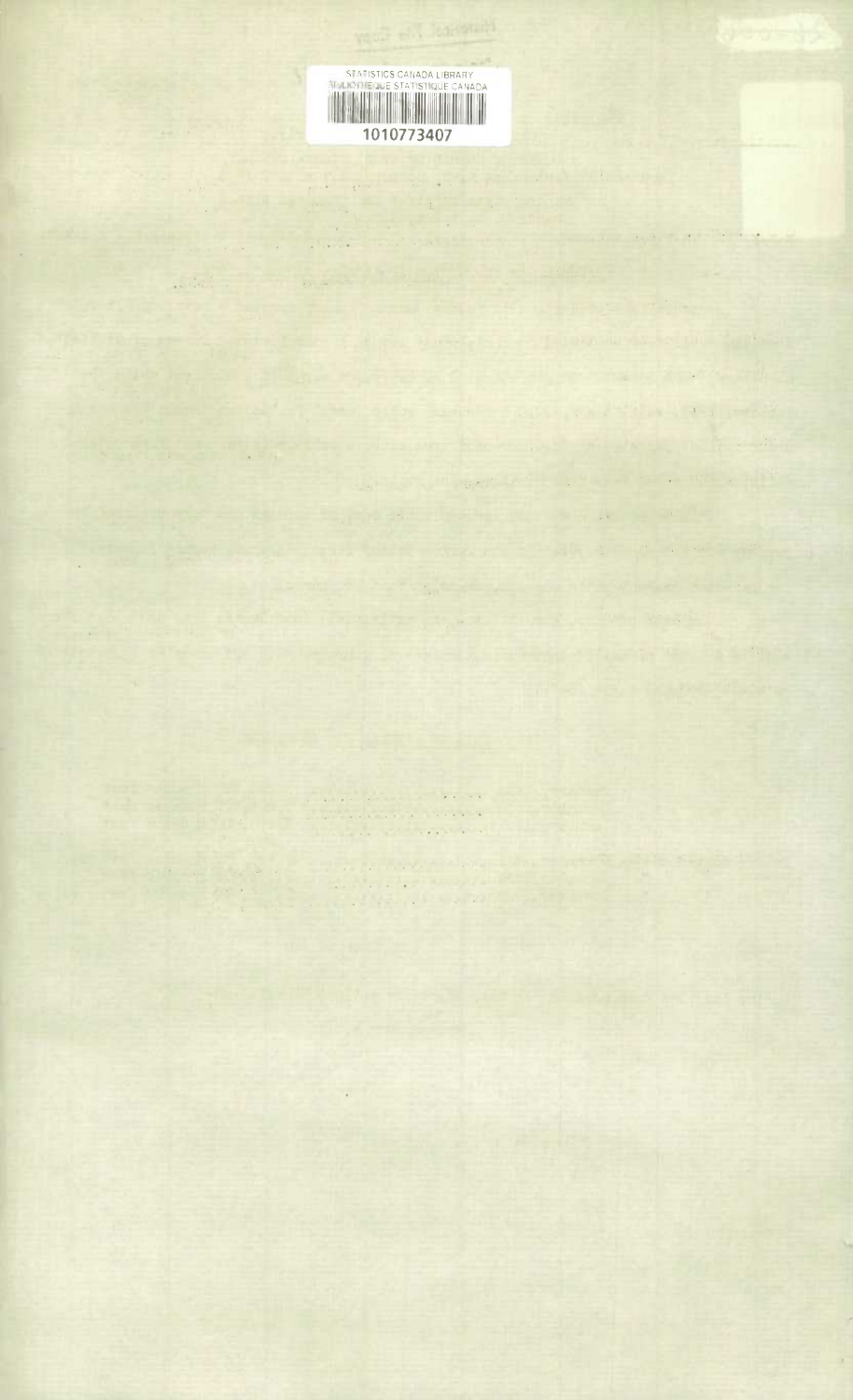STATISTICS CANADA LIBRARY
BIBLIOTHEQUE STATISTIQUE CANADA

1010773407